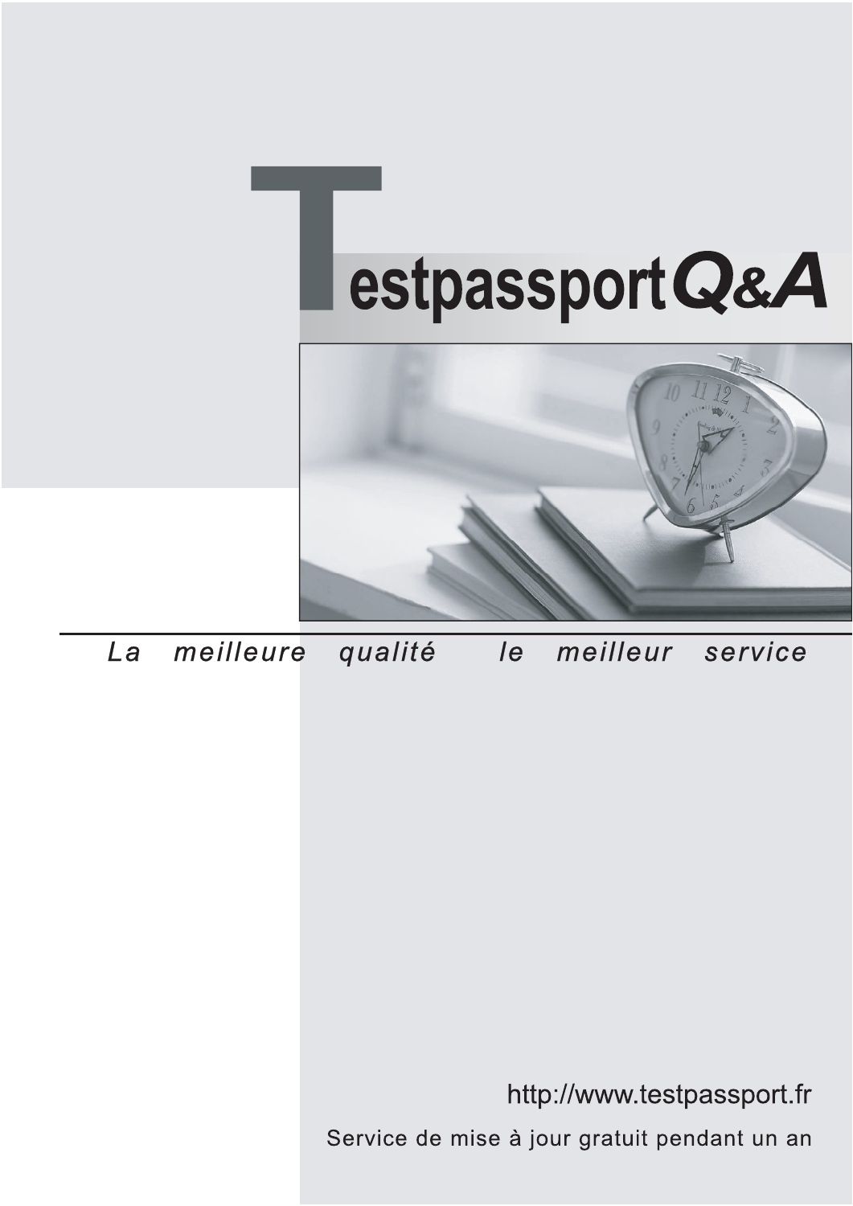# Testpassport Q&A

*La meilleure qualité le meilleur service*

http://www.testpassport.fr

Service de mise à jour gratuit pendant un an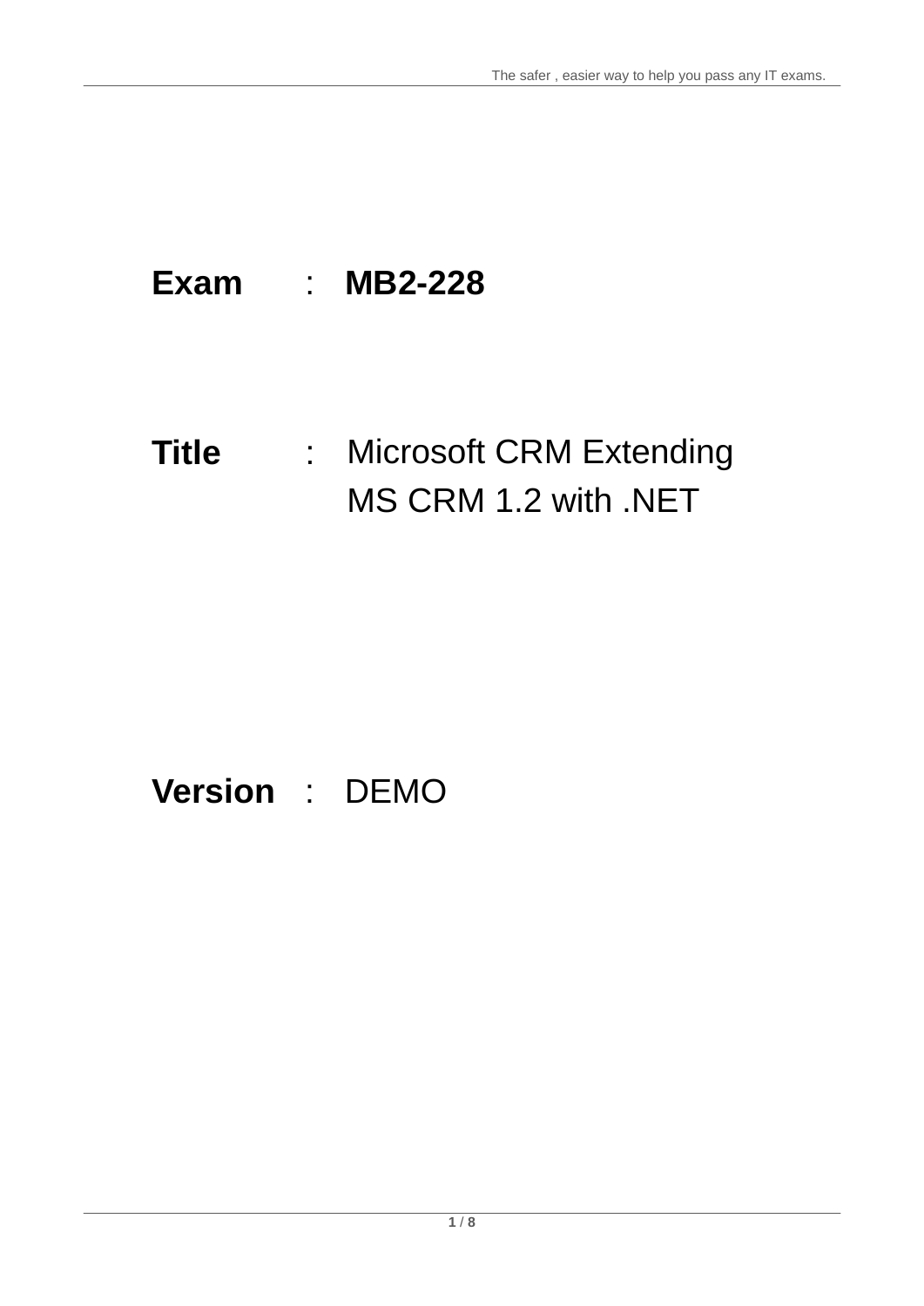**Exam** : **MB2-228**

**Title** : Microsoft CRM Extending MS CRM 1.2 with .NET

**Version** : DEMO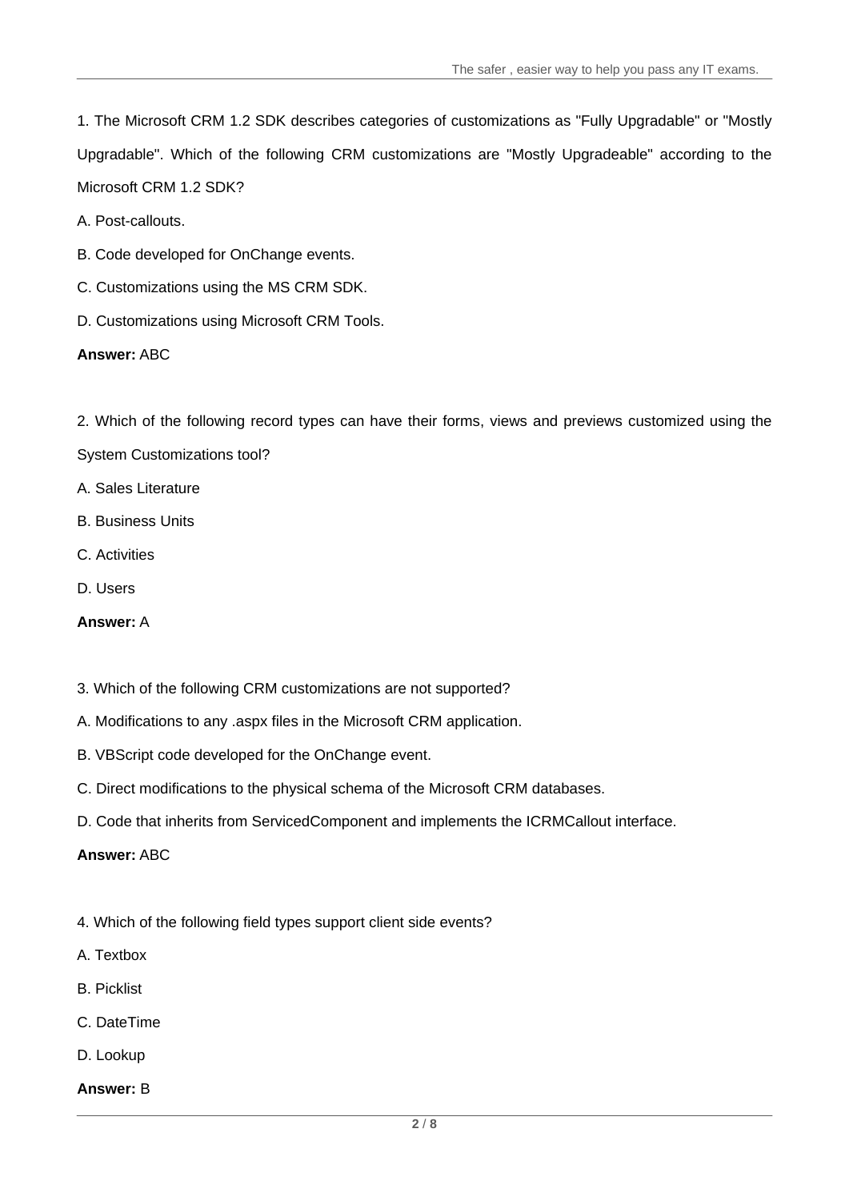1. The Microsoft CRM 1.2 SDK describes categories of customizations as "Fully Upgradable" or "Mostly Upgradable". Which of the following CRM customizations are "Mostly Upgradeable" according to the Microsoft CRM 1.2 SDK?

A. Post-callouts.

B. Code developed for OnChange events.

C. Customizations using the MS CRM SDK.

D. Customizations using Microsoft CRM Tools.

**Answer:** ABC

2. Which of the following record types can have their forms, views and previews customized using the System Customizations tool?

A. Sales Literature

B. Business Units

C. Activities

D. Users

**Answer:** A

3. Which of the following CRM customizations are not supported?

A. Modifications to any .aspx files in the Microsoft CRM application.

B. VBScript code developed for the OnChange event.

C. Direct modifications to the physical schema of the Microsoft CRM databases.

D. Code that inherits from ServicedComponent and implements the ICRMCallout interface.

**Answer:** ABC

4. Which of the following field types support client side events?

A. Textbox

B. Picklist

C. DateTime

D. Lookup

**Answer:** B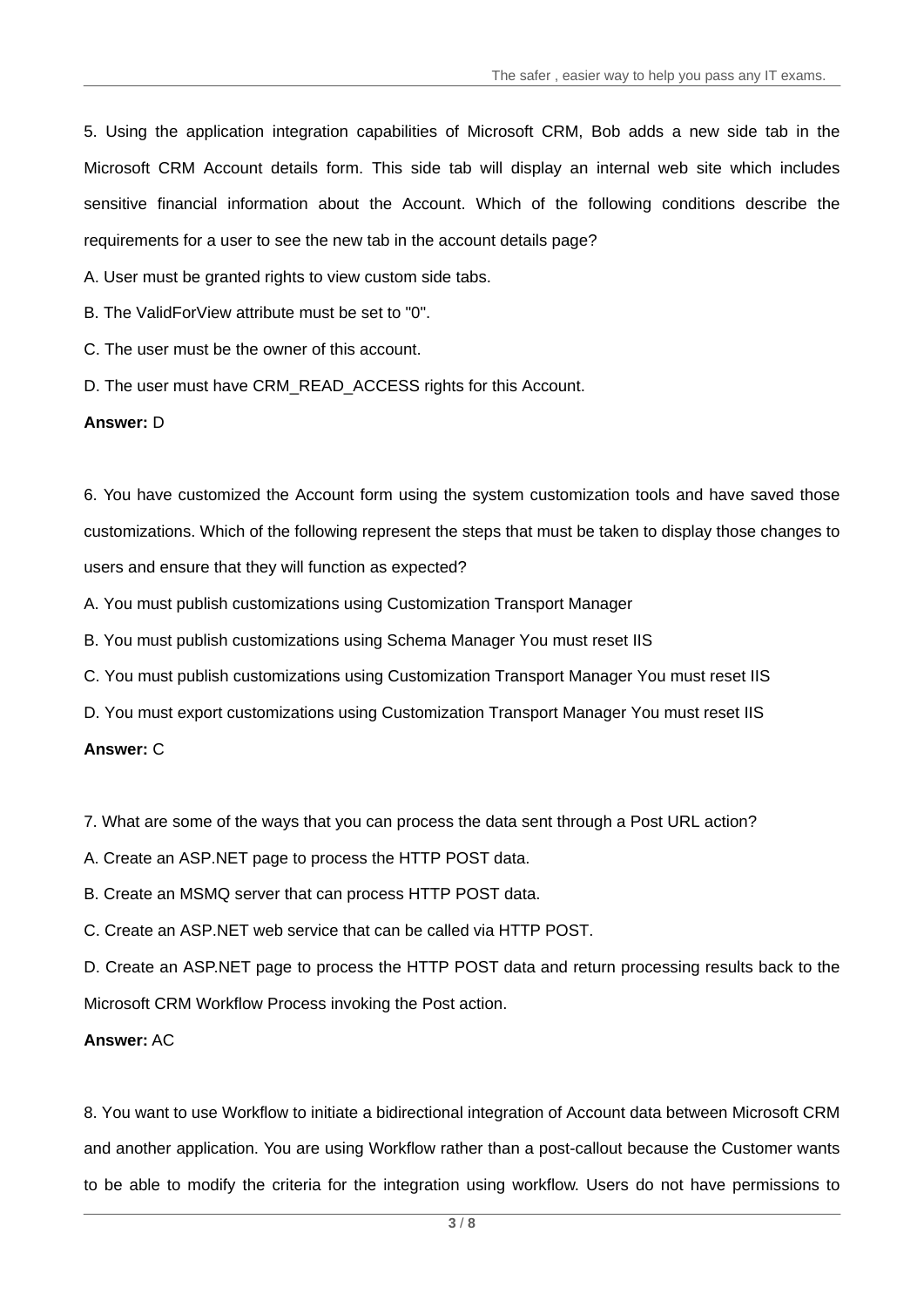5. Using the application integration capabilities of Microsoft CRM, Bob adds a new side tab in the Microsoft CRM Account details form. This side tab will display an internal web site which includes sensitive financial information about the Account. Which of the following conditions describe the requirements for a user to see the new tab in the account details page?

A. User must be granted rights to view custom side tabs.

B. The ValidForView attribute must be set to "0".

C. The user must be the owner of this account.

D. The user must have CRM_READ_ACCESS rights for this Account.

**Answer:** D

6. You have customized the Account form using the system customization tools and have saved those customizations. Which of the following represent the steps that must be taken to display those changes to users and ensure that they will function as expected?

A. You must publish customizations using Customization Transport Manager

B. You must publish customizations using Schema Manager You must reset IIS

C. You must publish customizations using Customization Transport Manager You must reset IIS

D. You must export customizations using Customization Transport Manager You must reset IIS

**Answer:** C

7. What are some of the ways that you can process the data sent through a Post URL action?

A. Create an ASP.NET page to process the HTTP POST data.

B. Create an MSMQ server that can process HTTP POST data.

C. Create an ASP.NET web service that can be called via HTTP POST.

D. Create an ASP.NET page to process the HTTP POST data and return processing results back to the Microsoft CRM Workflow Process invoking the Post action.

**Answer:** AC

8. You want to use Workflow to initiate a bidirectional integration of Account data between Microsoft CRM and another application. You are using Workflow rather than a post-callout because the Customer wants to be able to modify the criteria for the integration using workflow. Users do not have permissions to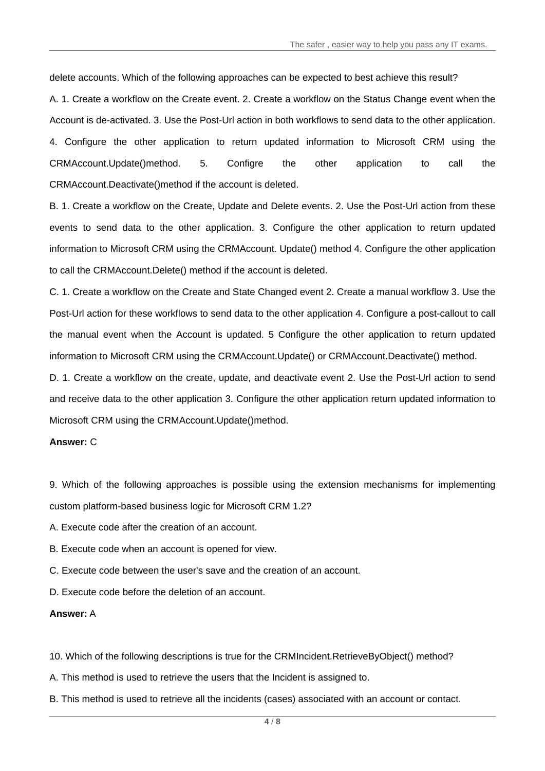delete accounts. Which of the following approaches can be expected to best achieve this result?

A. 1. Create a workflow on the Create event. 2. Create a workflow on the Status Change event when the Account is de-activated. 3. Use the Post-Url action in both workflows to send data to the other application. 4. Configure the other application to return updated information to Microsoft CRM using the CRMAccount.Update()method. 5. Configre the other application to call the CRMAccount.Deactivate()method if the account is deleted.

B. 1. Create a workflow on the Create, Update and Delete events. 2. Use the Post-Url action from these events to send data to the other application. 3. Configure the other application to return updated information to Microsoft CRM using the CRMAccount. Update() method 4. Configure the other application to call the CRMAccount.Delete() method if the account is deleted.

C. 1. Create a workflow on the Create and State Changed event 2. Create a manual workflow 3. Use the Post-Url action for these workflows to send data to the other application 4. Configure a post-callout to call the manual event when the Account is updated. 5 Configure the other application to return updated information to Microsoft CRM using the CRMAccount.Update() or CRMAccount.Deactivate() method.

D. 1. Create a workflow on the create, update, and deactivate event 2. Use the Post-Url action to send and receive data to the other application 3. Configure the other application return updated information to Microsoft CRM using the CRMAccount.Update()method.

**Answer:** C

9. Which of the following approaches is possible using the extension mechanisms for implementing custom platform-based business logic for Microsoft CRM 1.2?

A. Execute code after the creation of an account.

B. Execute code when an account is opened for view.

C. Execute code between the user's save and the creation of an account.

D. Execute code before the deletion of an account.

**Answer:** A

10. Which of the following descriptions is true for the CRMIncident.RetrieveByObject() method?

A. This method is used to retrieve the users that the Incident is assigned to.

B. This method is used to retrieve all the incidents (cases) associated with an account or contact.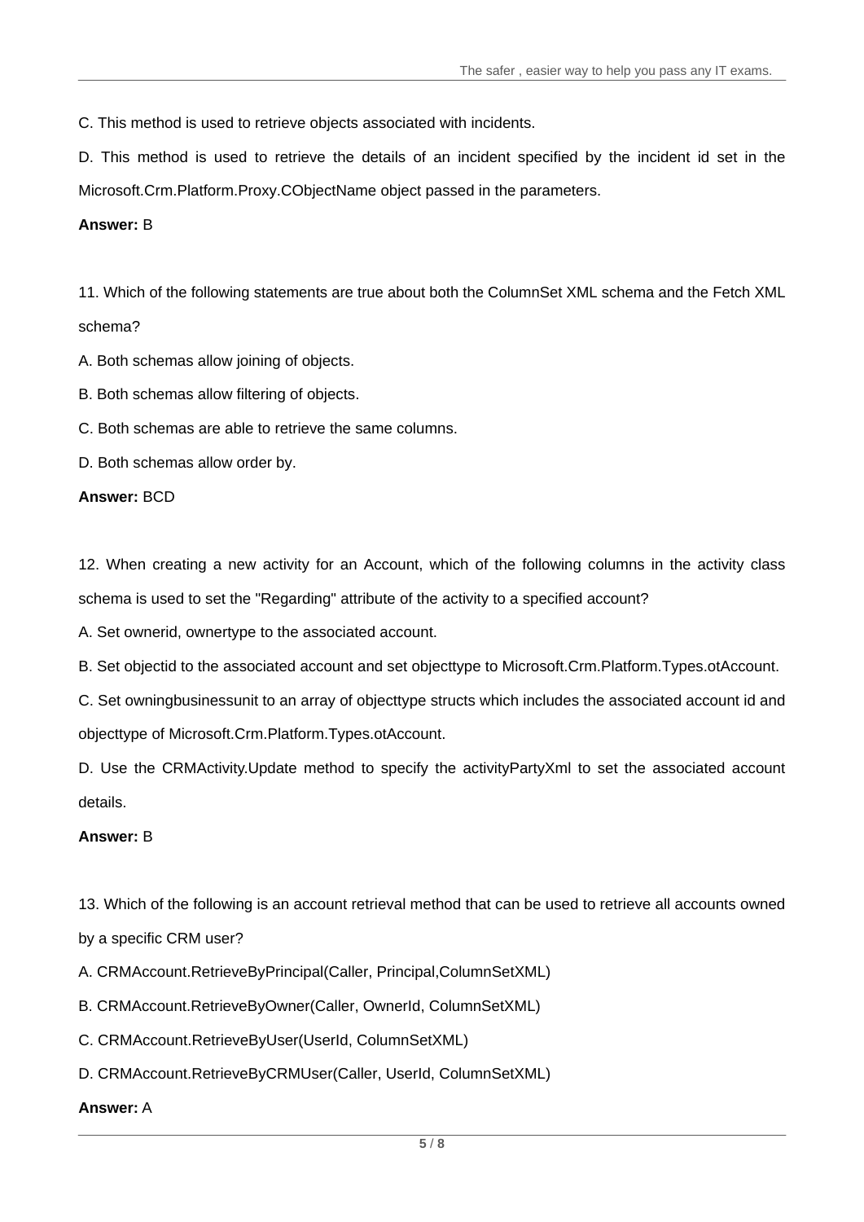C. This method is used to retrieve objects associated with incidents.

D. This method is used to retrieve the details of an incident specified by the incident id set in the Microsoft.Crm.Platform.Proxy.CObjectName object passed in the parameters.

**Answer:** B

11. Which of the following statements are true about both the ColumnSet XML schema and the Fetch XML schema?

A. Both schemas allow joining of objects.

B. Both schemas allow filtering of objects.

C. Both schemas are able to retrieve the same columns.

D. Both schemas allow order by.

**Answer:** BCD

12. When creating a new activity for an Account, which of the following columns in the activity class schema is used to set the "Regarding" attribute of the activity to a specified account?

A. Set ownerid, ownertype to the associated account.

B. Set objectid to the associated account and set objecttype to Microsoft.Crm.Platform.Types.otAccount.

C. Set owningbusinessunit to an array of objecttype structs which includes the associated account id and objecttype of Microsoft.Crm.Platform.Types.otAccount.

D. Use the CRMActivity.Update method to specify the activityPartyXml to set the associated account details.

**Answer:** B

13. Which of the following is an account retrieval method that can be used to retrieve all accounts owned by a specific CRM user?

A. CRMAccount.RetrieveByPrincipal(Caller, Principal,ColumnSetXML)

B. CRMAccount.RetrieveByOwner(Caller, OwnerId, ColumnSetXML)

C. CRMAccount.RetrieveByUser(UserId, ColumnSetXML)

D. CRMAccount.RetrieveByCRMUser(Caller, UserId, ColumnSetXML)

**Answer:** A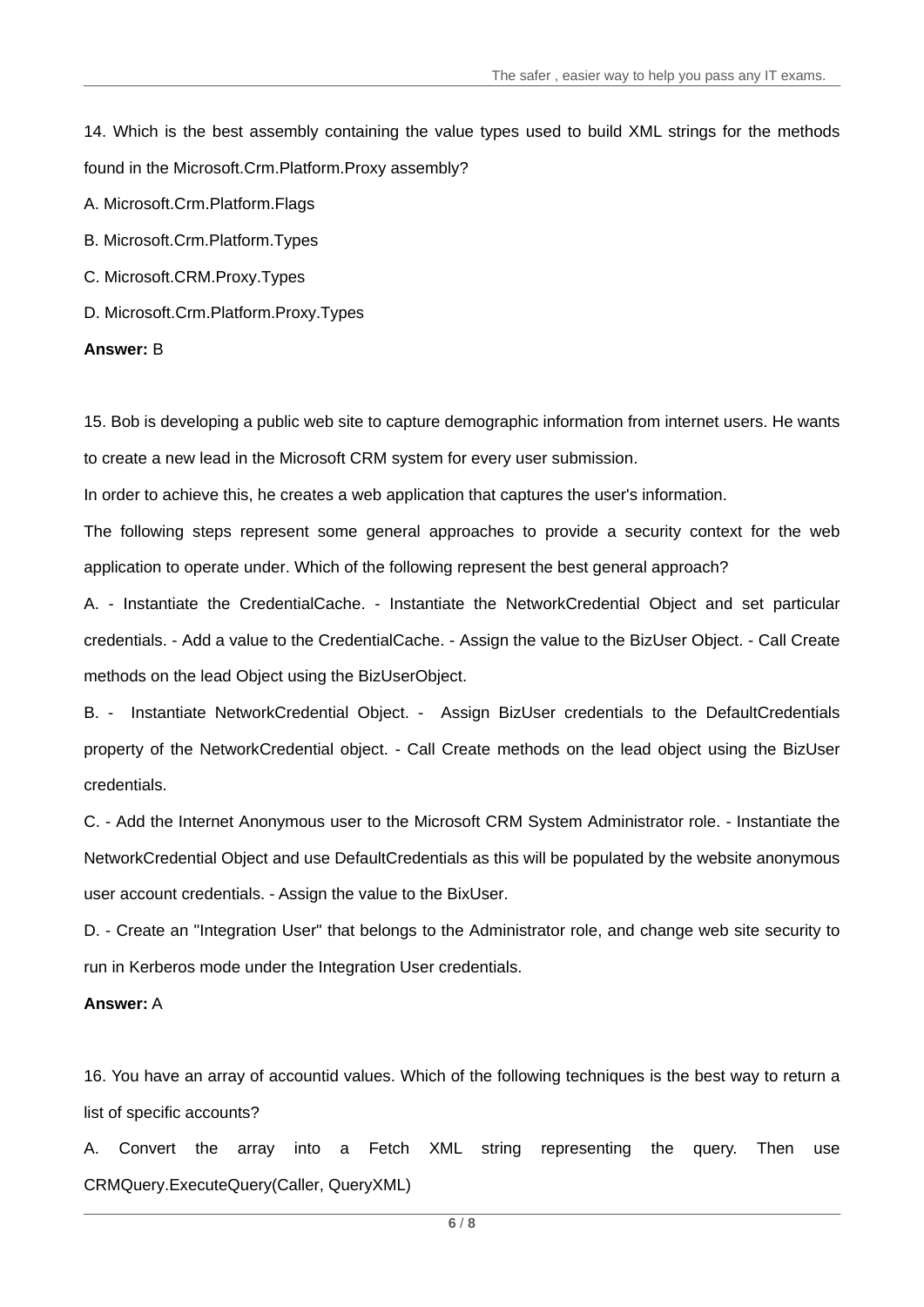14. Which is the best assembly containing the value types used to build XML strings for the methods found in the Microsoft.Crm.Platform.Proxy assembly?

A. Microsoft.Crm.Platform.Flags

B. Microsoft.Crm.Platform.Types

C. Microsoft.CRM.Proxy.Types

D. Microsoft.Crm.Platform.Proxy.Types

**Answer:** B

15. Bob is developing a public web site to capture demographic information from internet users. He wants to create a new lead in the Microsoft CRM system for every user submission.

In order to achieve this, he creates a web application that captures the user's information.

The following steps represent some general approaches to provide a security context for the web application to operate under. Which of the following represent the best general approach?

A. - Instantiate the CredentialCache. - Instantiate the NetworkCredential Object and set particular credentials. - Add a value to the CredentialCache. - Assign the value to the BizUser Object. - Call Create methods on the lead Object using the BizUserObject.

B. - Instantiate NetworkCredential Object. - Assign BizUser credentials to the DefaultCredentials property of the NetworkCredential object. - Call Create methods on the lead object using the BizUser credentials.

C. - Add the Internet Anonymous user to the Microsoft CRM System Administrator role. - Instantiate the NetworkCredential Object and use DefaultCredentials as this will be populated by the website anonymous user account credentials. - Assign the value to the BixUser.

D. - Create an "Integration User" that belongs to the Administrator role, and change web site security to run in Kerberos mode under the Integration User credentials.

**Answer:** A

16. You have an array of accountid values. Which of the following techniques is the best way to return a list of specific accounts?

A. Convert the array into a Fetch XML string representing the query. Then use CRMQuery.ExecuteQuery(Caller, QueryXML)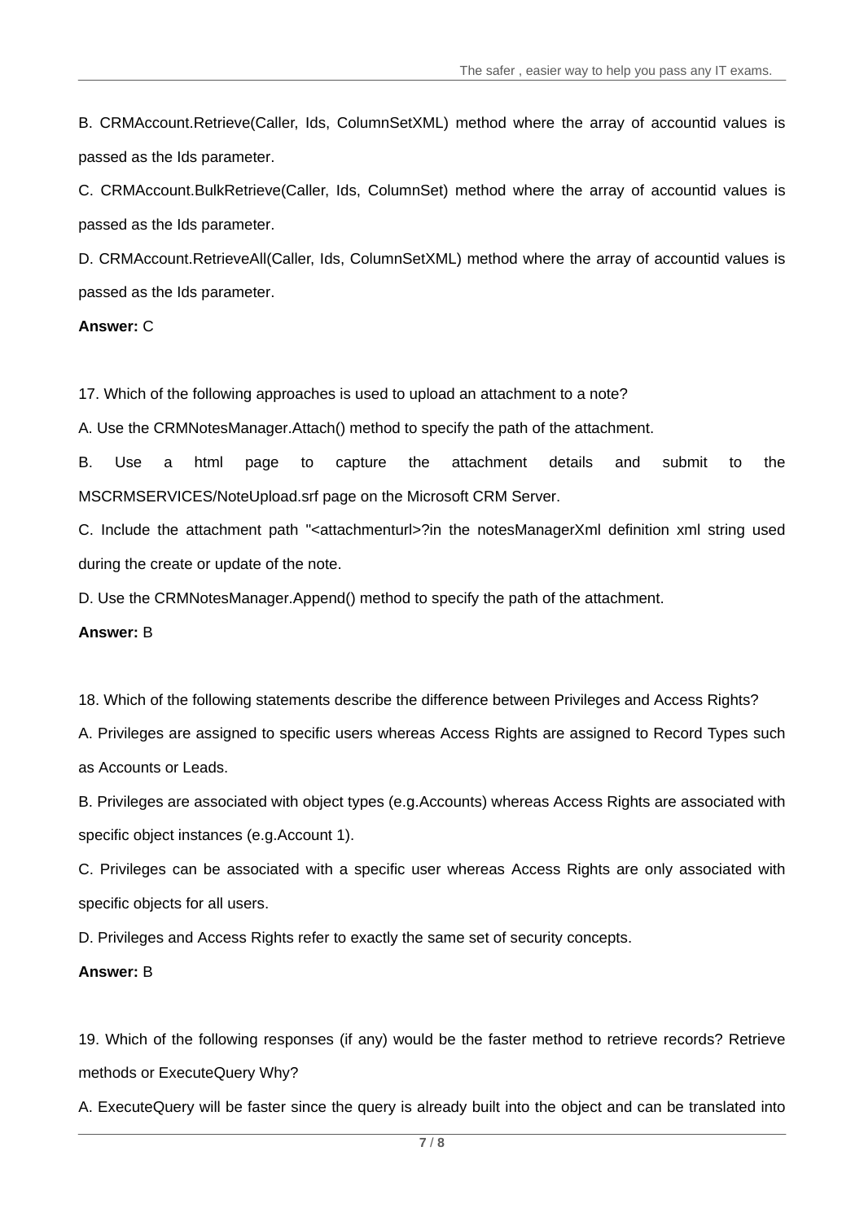B. CRMAccount.Retrieve(Caller, Ids, ColumnSetXML) method where the array of accountid values is passed as the Ids parameter.

C. CRMAccount.BulkRetrieve(Caller, Ids, ColumnSet) method where the array of accountid values is passed as the Ids parameter.

D. CRMAccount.RetrieveAll(Caller, Ids, ColumnSetXML) method where the array of accountid values is passed as the Ids parameter.

**Answer:** C

17. Which of the following approaches is used to upload an attachment to a note?

A. Use the CRMNotesManager.Attach() method to specify the path of the attachment.

B. Use a html page to capture the attachment details and submit to the MSCRMSERVICES/NoteUpload.srf page on the Microsoft CRM Server.

C. Include the attachment path "<attachmenturl>?in the notesManagerXml definition xml string used during the create or update of the note.

D. Use the CRMNotesManager.Append() method to specify the path of the attachment.

**Answer:** B

18. Which of the following statements describe the difference between Privileges and Access Rights?

A. Privileges are assigned to specific users whereas Access Rights are assigned to Record Types such as Accounts or Leads.

B. Privileges are associated with object types (e.g.Accounts) whereas Access Rights are associated with specific object instances (e.g.Account 1).

C. Privileges can be associated with a specific user whereas Access Rights are only associated with specific objects for all users.

D. Privileges and Access Rights refer to exactly the same set of security concepts.

**Answer:** B

19. Which of the following responses (if any) would be the faster method to retrieve records? Retrieve methods or ExecuteQuery Why?

A. ExecuteQuery will be faster since the query is already built into the object and can be translated into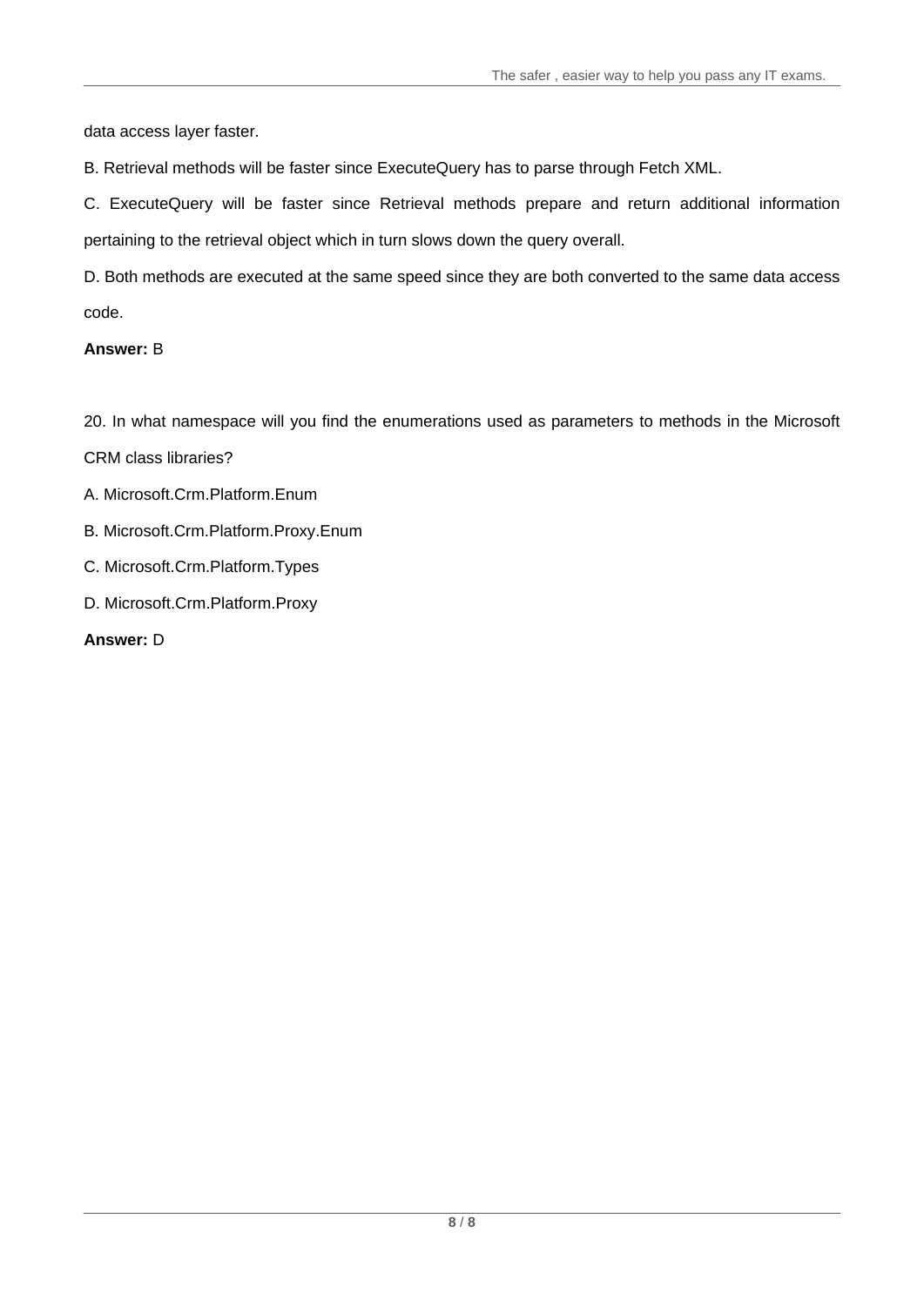data access layer faster.

B. Retrieval methods will be faster since ExecuteQuery has to parse through Fetch XML.

C. ExecuteQuery will be faster since Retrieval methods prepare and return additional information pertaining to the retrieval object which in turn slows down the query overall.

D. Both methods are executed at the same speed since they are both converted to the same data access code.

**Answer:** B

20. In what namespace will you find the enumerations used as parameters to methods in the Microsoft CRM class libraries?

A. Microsoft.Crm.Platform.Enum

B. Microsoft.Crm.Platform.Proxy.Enum

C. Microsoft.Crm.Platform.Types

D. Microsoft.Crm.Platform.Proxy

**Answer:** D